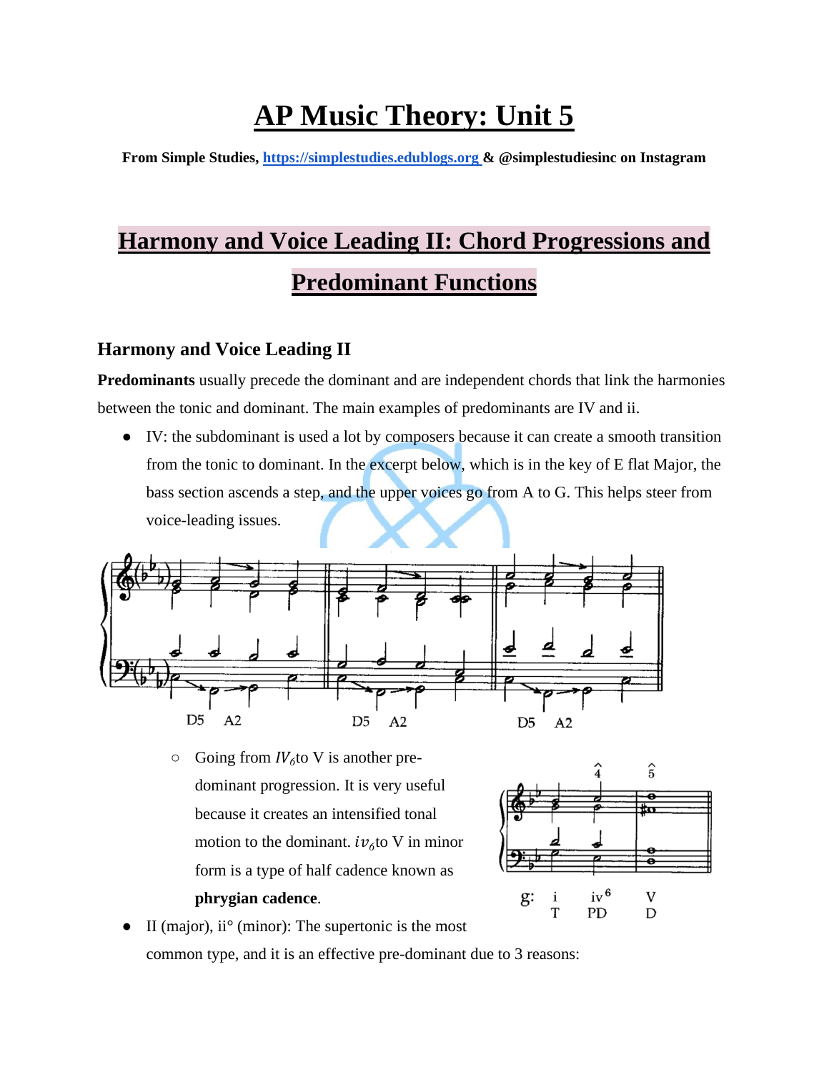# AP Music Theory: Unit 5

**From Simple Studies, https://simplestudies.edublogs.org & @simplestudiesinc on Instagram**

## Harmony and Voice Leading II: Chord Progressions and Predominant Functions

### Harmony and Voice Leading II

**Predominants** usually precede the dominant and are independent chords that link the harmonies between the tonic and dominant. The main examples of predominants are IV and ii.

- IV: the subdominant is used a lot by composers because it can create a smooth transition from the tonic to dominant. In the excerpt below, which is in the key of E flat Major, the bass section ascends a step, and the upper voices go from A to G. This helps steer from voice-leading issues.

D5 A2 D5 A2 D5 A2

  - Going from $IV_6$ to V is another pre-dominant progression. It is very useful because it creates an intensified tonal motion to the dominant. $iv_6$ to V in minor form is a type of half cadence known as **phrygian cadence**.

g: i iv6 V
T PD D

- II (major), ii° (minor): The supertonic is the most common type, and it is an effective pre-dominant due to 3 reasons: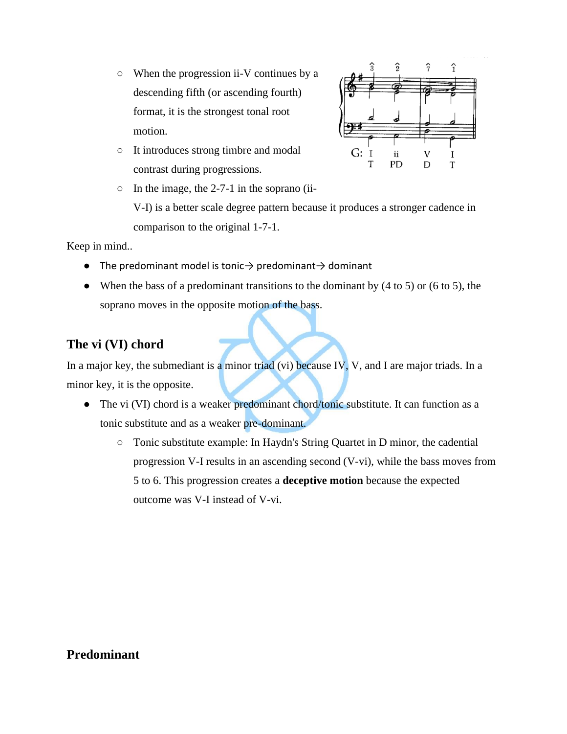- When the progression ii-V continues by a descending fifth (or ascending fourth) format, it is the strongest tonal root motion.
- It introduces strong timbre and modal contrast during progressions.
- In the image, the 2-7-1 in the soprano (ii-V-I) is a better scale degree pattern because it produces a stronger cadence in comparison to the original 1-7-1.

Keep in mind..

- The predominant model is tonic→ predominant→ dominant
- When the bass of a predominant transitions to the dominant by (4 to 5) or (6 to 5), the soprano moves in the opposite motion of the bass.

### The vi (VI) chord

In a major key, the submediant is a minor triad (vi) because IV, V, and I are major triads. In a minor key, it is the opposite.

- The vi (VI) chord is a weaker predominant chord/tonic substitute. It can function as a tonic substitute and as a weaker pre-dominant.
  - Tonic substitute example: In Haydn's String Quartet in D minor, the cadential progression V-I results in an ascending second (V-vi), while the bass moves from 5 to 6. This progression creates a **deceptive motion** because the expected outcome was V-I instead of V-vi.

### Predominant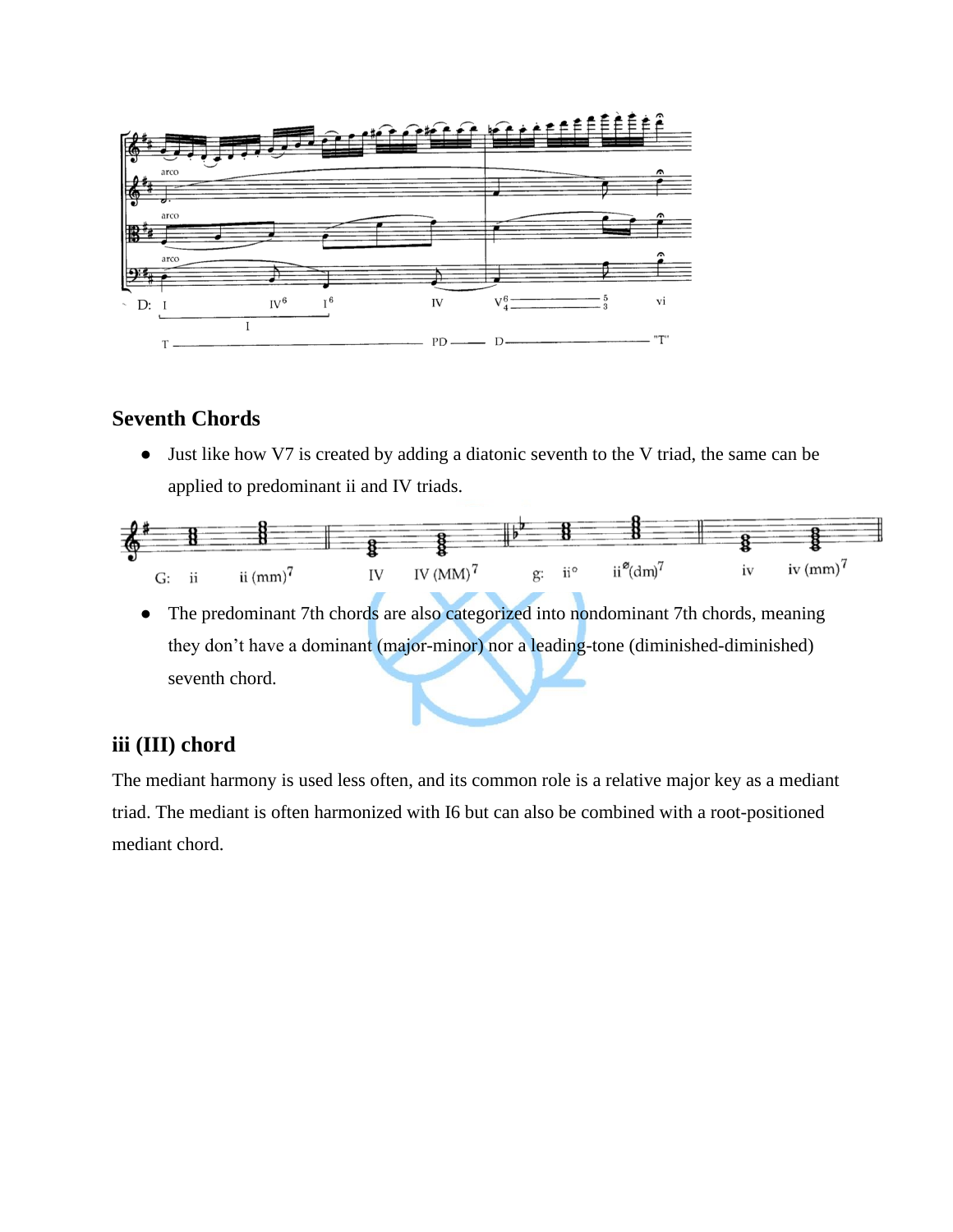## Seventh Chords

- Just like how V7 is created by adding a diatonic seventh to the V triad, the same can be applied to predominant ii and IV triads.
- The predominant 7th chords are also categorized into nondominant 7th chords, meaning they don't have a dominant (major-minor) nor a leading-tone (diminished-diminished) seventh chord.

## iii (III) chord

The mediant harmony is used less often, and its common role is a relative major key as a mediant triad. The mediant is often harmonized with I6 but can also be combined with a root-positioned mediant chord.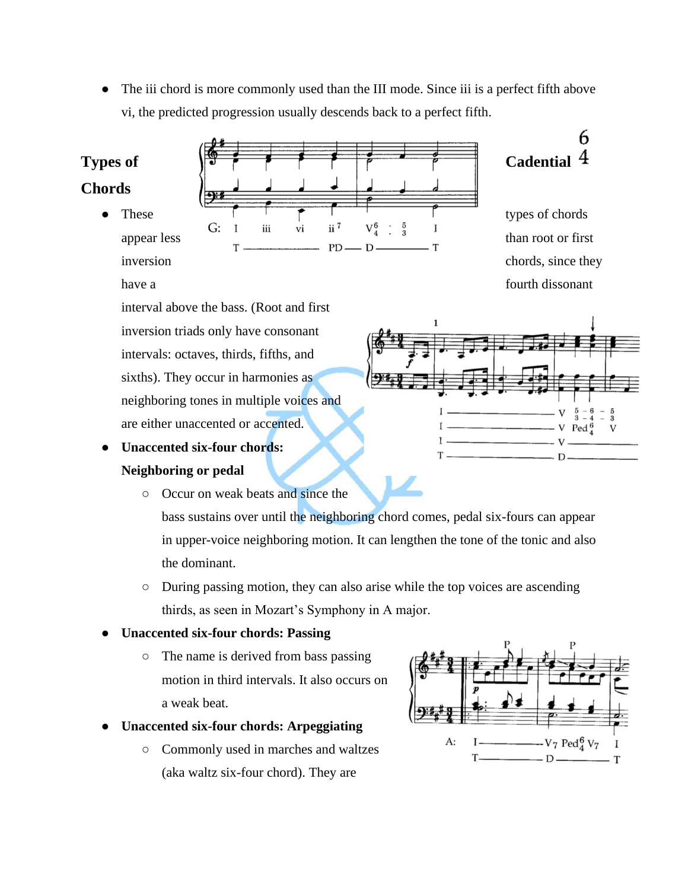- The iii chord is more commonly used than the III mode. Since iii is a perfect fifth above vi, the predicted progression usually descends back to a perfect fifth.

## Types of Chords

## Cadential $^6_4$

- These types of chords appear less than root or first inversion chords, since they have a fourth dissonant interval above the bass. (Root and first inversion triads only have consonant intervals: octaves, thirds, fifths, and sixths). They occur in harmonies as neighboring tones in multiple voices and are either unaccented or accented.
- **Unaccented six-four chords: Neighboring or pedal**
  - Occur on weak beats and since the bass sustains over until the neighboring chord comes, pedal six-fours can appear in upper-voice neighboring motion. It can lengthen the tone of the tonic and also the dominant.
  - During passing motion, they can also arise while the top voices are ascending thirds, as seen in Mozart's Symphony in A major.
- **Unaccented six-four chords: Passing**
  - The name is derived from bass passing motion in third intervals. It also occurs on a weak beat.
- **Unaccented six-four chords: Arpeggiating**
  - Commonly used in marches and waltzes (aka waltz six-four chord). They are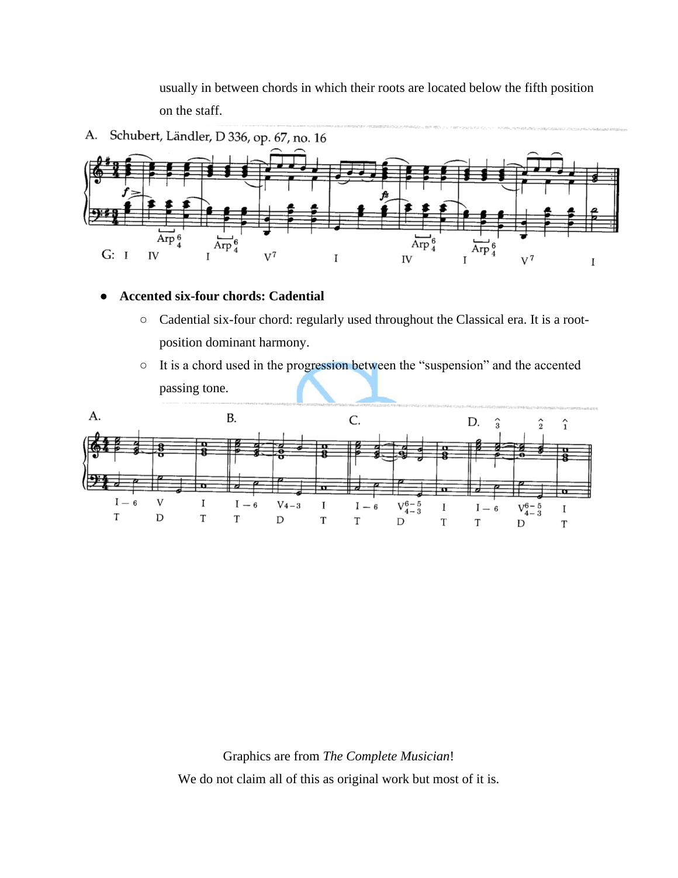usually in between chords in which their roots are located below the fifth position on the staff.

A. Schubert, Ländler, D 336, op. 67, no. 16

- **Accented six-four chords: Cadential**
  - Cadential six-four chord: regularly used throughout the Classical era. It is a root-position dominant harmony.
  - It is a chord used in the progression between the "suspension" and the accented passing tone.

Graphics are from *The Complete Musician*!

We do not claim all of this as original work but most of it is.